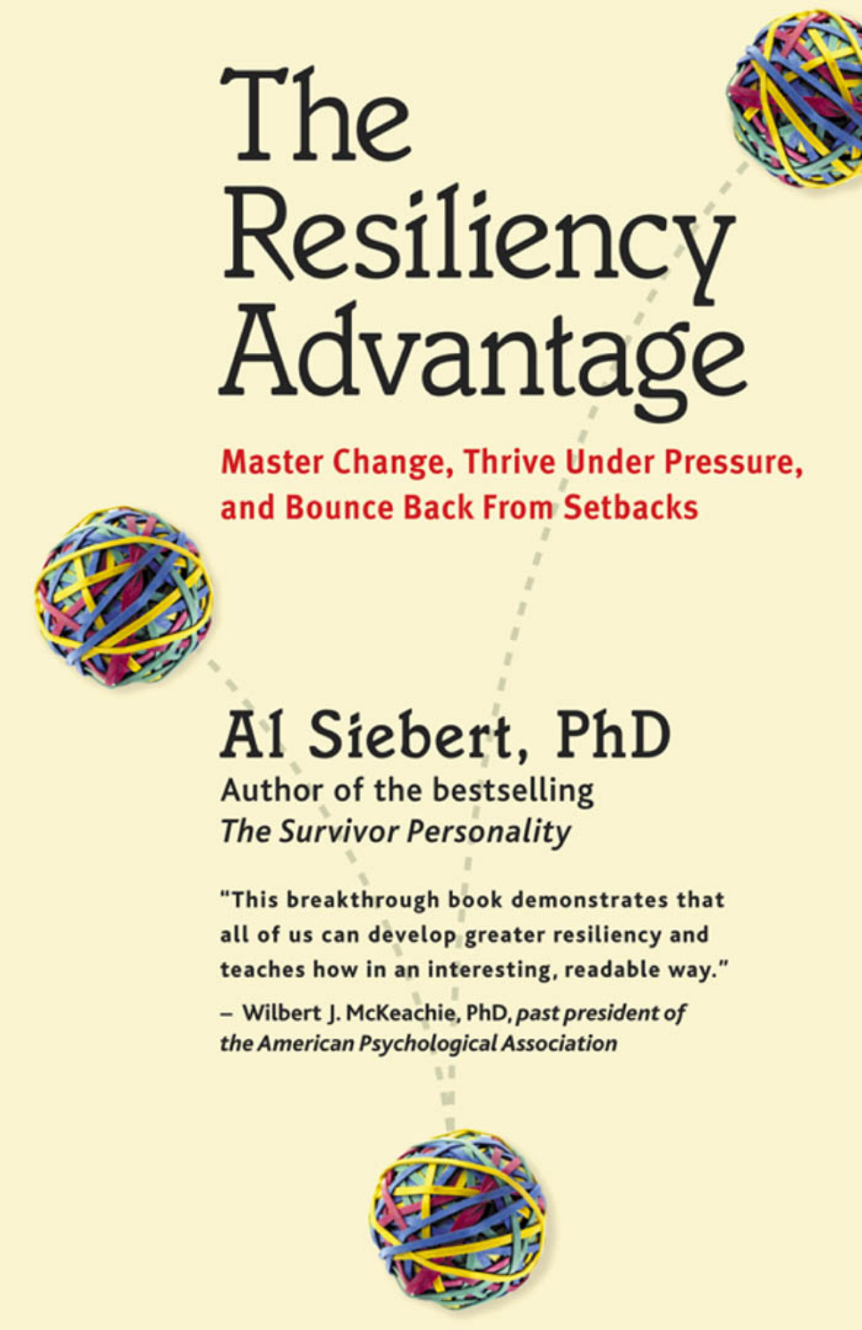# The Resiliency Advantage

## Master Change, Thrive Under Pressure, and Bounce Back From Setbacks

**Al Siebert, PhD**

Author of the bestselling *The Survivor Personality*

"This breakthrough book demonstrates that all of us can develop greater resiliency and teaches how in an interesting, readable way."

– Wilbert J. McKeachie, PhD, *past president of the American Psychological Association*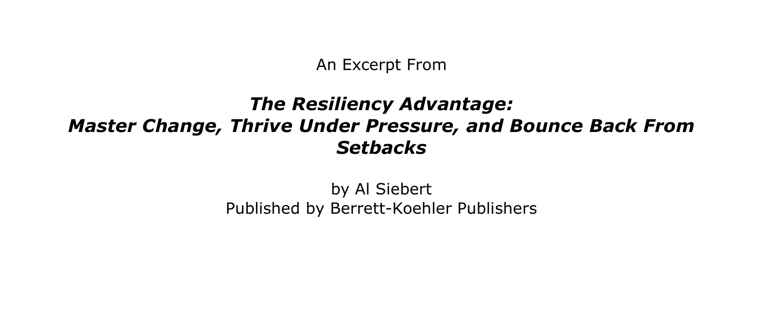An Excerpt From

# *The Resiliency Advantage: Master Change, Thrive Under Pressure, and Bounce Back From Setbacks*

by Al Siebert
Published by Berrett-Koehler Publishers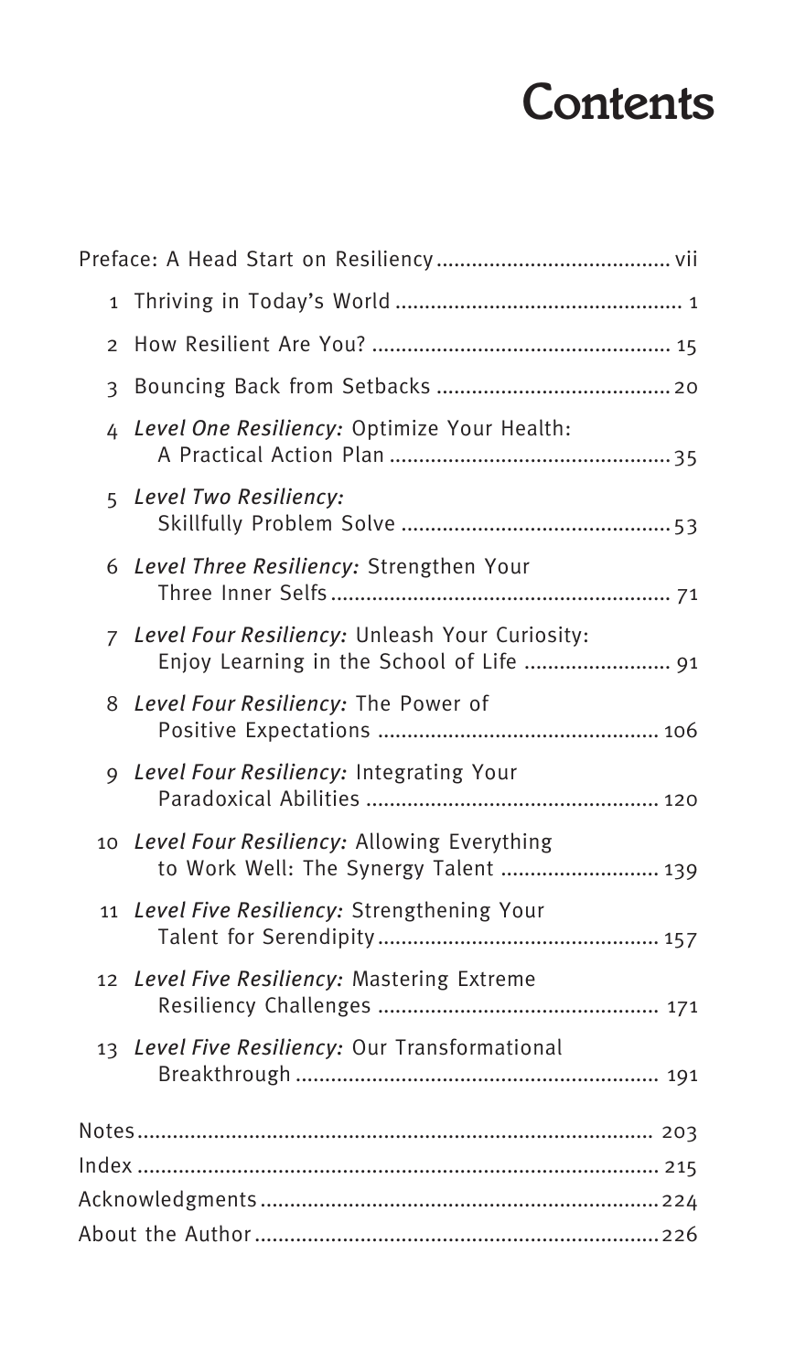# Contents

Preface: A Head Start on Resiliency ..... vii

1 Thriving in Today's World ..... 1

2 How Resilient Are You? ..... 15

3 Bouncing Back from Setbacks ..... 20

4 *Level One Resiliency:* Optimize Your Health: A Practical Action Plan ..... 35

5 *Level Two Resiliency:* Skillfully Problem Solve ..... 53

6 *Level Three Resiliency:* Strengthen Your Three Inner Selfs ..... 71

7 *Level Four Resiliency:* Unleash Your Curiosity: Enjoy Learning in the School of Life ..... 91

8 *Level Four Resiliency:* The Power of Positive Expectations ..... 106

9 *Level Four Resiliency:* Integrating Your Paradoxical Abilities ..... 120

10 *Level Four Resiliency:* Allowing Everything to Work Well: The Synergy Talent ..... 139

11 *Level Five Resiliency:* Strengthening Your Talent for Serendipity ..... 157

12 *Level Five Resiliency:* Mastering Extreme Resiliency Challenges ..... 171

13 *Level Five Resiliency:* Our Transformational Breakthrough ..... 191

Notes ..... 203

Index ..... 215

Acknowledgments ..... 224

About the Author ..... 226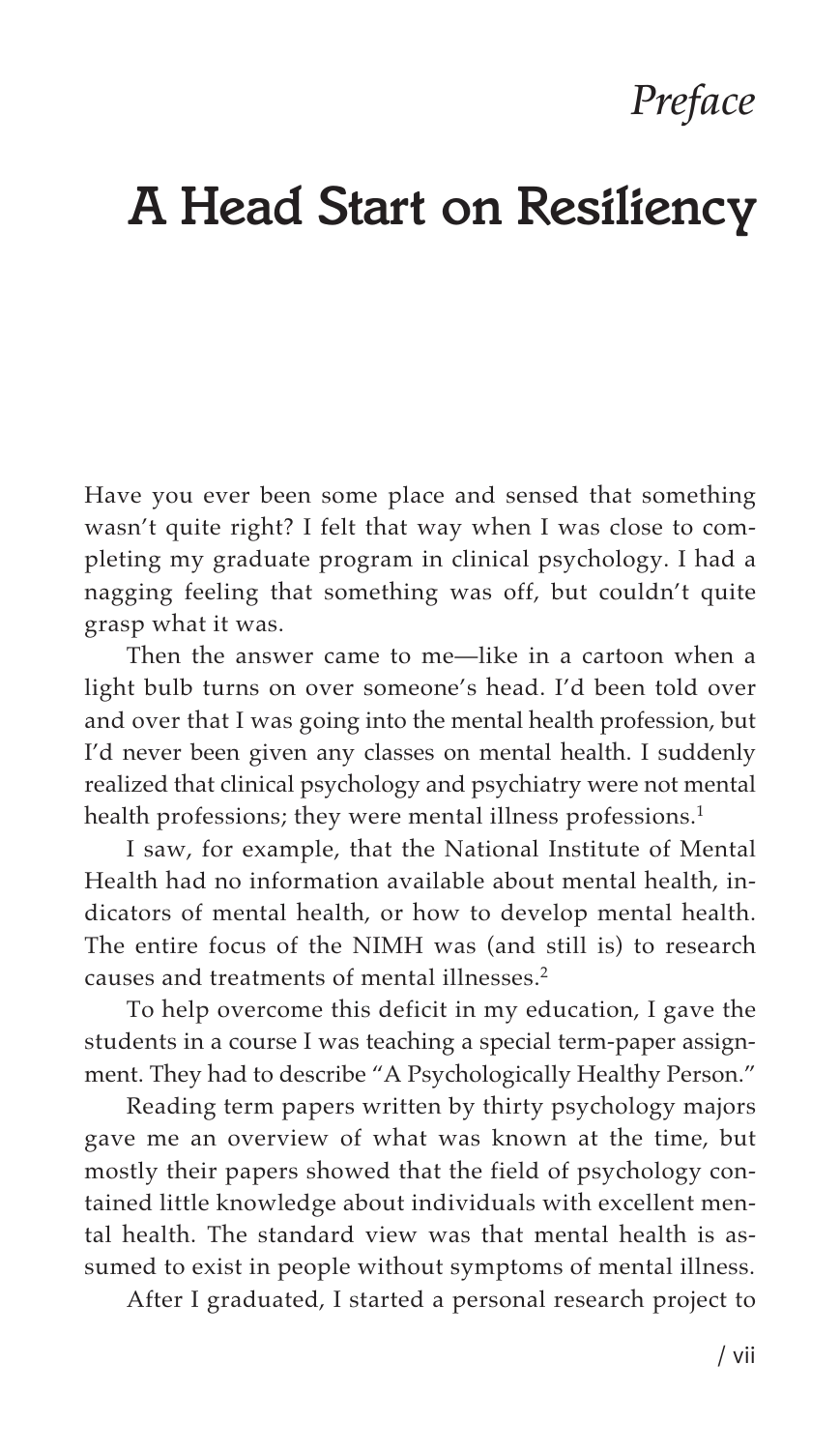*Preface*

# A Head Start on Resiliency

Have you ever been some place and sensed that something wasn't quite right? I felt that way when I was close to completing my graduate program in clinical psychology. I had a nagging feeling that something was off, but couldn't quite grasp what it was.

Then the answer came to me—like in a cartoon when a light bulb turns on over someone's head. I'd been told over and over that I was going into the mental health profession, but I'd never been given any classes on mental health. I suddenly realized that clinical psychology and psychiatry were not mental health professions; they were mental illness professions.[1]

I saw, for example, that the National Institute of Mental Health had no information available about mental health, indicators of mental health, or how to develop mental health. The entire focus of the NIMH was (and still is) to research causes and treatments of mental illnesses.[2]

To help overcome this deficit in my education, I gave the students in a course I was teaching a special term-paper assignment. They had to describe "A Psychologically Healthy Person."

Reading term papers written by thirty psychology majors gave me an overview of what was known at the time, but mostly their papers showed that the field of psychology contained little knowledge about individuals with excellent mental health. The standard view was that mental health is assumed to exist in people without symptoms of mental illness.

After I graduated, I started a personal research project to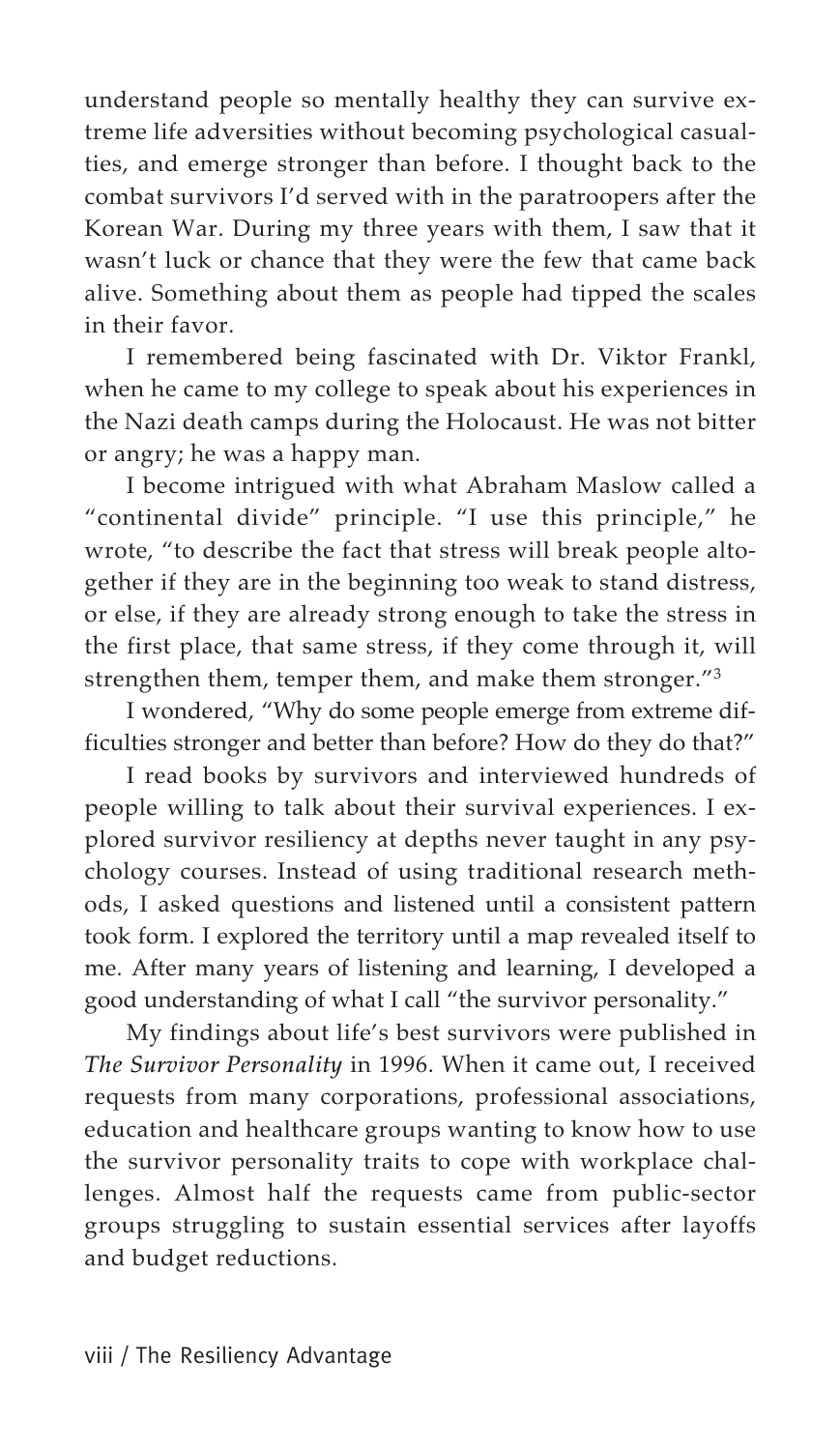understand people so mentally healthy they can survive extreme life adversities without becoming psychological casualties, and emerge stronger than before. I thought back to the combat survivors I'd served with in the paratroopers after the Korean War. During my three years with them, I saw that it wasn't luck or chance that they were the few that came back alive. Something about them as people had tipped the scales in their favor.

I remembered being fascinated with Dr. Viktor Frankl, when he came to my college to speak about his experiences in the Nazi death camps during the Holocaust. He was not bitter or angry; he was a happy man.

I become intrigued with what Abraham Maslow called a "continental divide" principle. "I use this principle," he wrote, "to describe the fact that stress will break people altogether if they are in the beginning too weak to stand distress, or else, if they are already strong enough to take the stress in the first place, that same stress, if they come through it, will strengthen them, temper them, and make them stronger."[3]

I wondered, "Why do some people emerge from extreme difficulties stronger and better than before? How do they do that?"

I read books by survivors and interviewed hundreds of people willing to talk about their survival experiences. I explored survivor resiliency at depths never taught in any psychology courses. Instead of using traditional research methods, I asked questions and listened until a consistent pattern took form. I explored the territory until a map revealed itself to me. After many years of listening and learning, I developed a good understanding of what I call "the survivor personality."

My findings about life's best survivors were published in *The Survivor Personality* in 1996. When it came out, I received requests from many corporations, professional associations, education and healthcare groups wanting to know how to use the survivor personality traits to cope with workplace challenges. Almost half the requests came from public-sector groups struggling to sustain essential services after layoffs and budget reductions.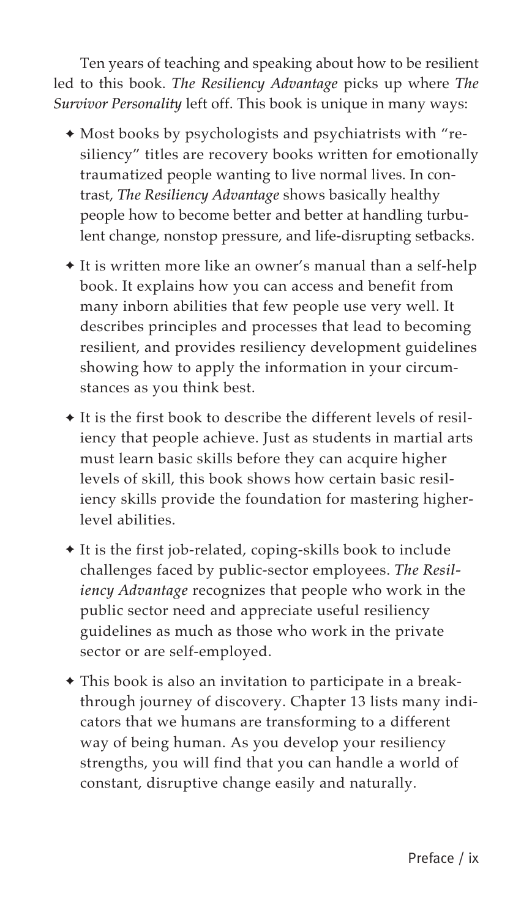Ten years of teaching and speaking about how to be resilient led to this book. *The Resiliency Advantage* picks up where *The Survivor Personality* left off. This book is unique in many ways:

- Most books by psychologists and psychiatrists with "resiliency" titles are recovery books written for emotionally traumatized people wanting to live normal lives. In contrast, *The Resiliency Advantage* shows basically healthy people how to become better and better at handling turbulent change, nonstop pressure, and life-disrupting setbacks.
- It is written more like an owner's manual than a self-help book. It explains how you can access and benefit from many inborn abilities that few people use very well. It describes principles and processes that lead to becoming resilient, and provides resiliency development guidelines showing how to apply the information in your circumstances as you think best.
- It is the first book to describe the different levels of resiliency that people achieve. Just as students in martial arts must learn basic skills before they can acquire higher levels of skill, this book shows how certain basic resiliency skills provide the foundation for mastering higher-level abilities.
- It is the first job-related, coping-skills book to include challenges faced by public-sector employees. *The Resiliency Advantage* recognizes that people who work in the public sector need and appreciate useful resiliency guidelines as much as those who work in the private sector or are self-employed.
- This book is also an invitation to participate in a breakthrough journey of discovery. Chapter 13 lists many indicators that we humans are transforming to a different way of being human. As you develop your resiliency strengths, you will find that you can handle a world of constant, disruptive change easily and naturally.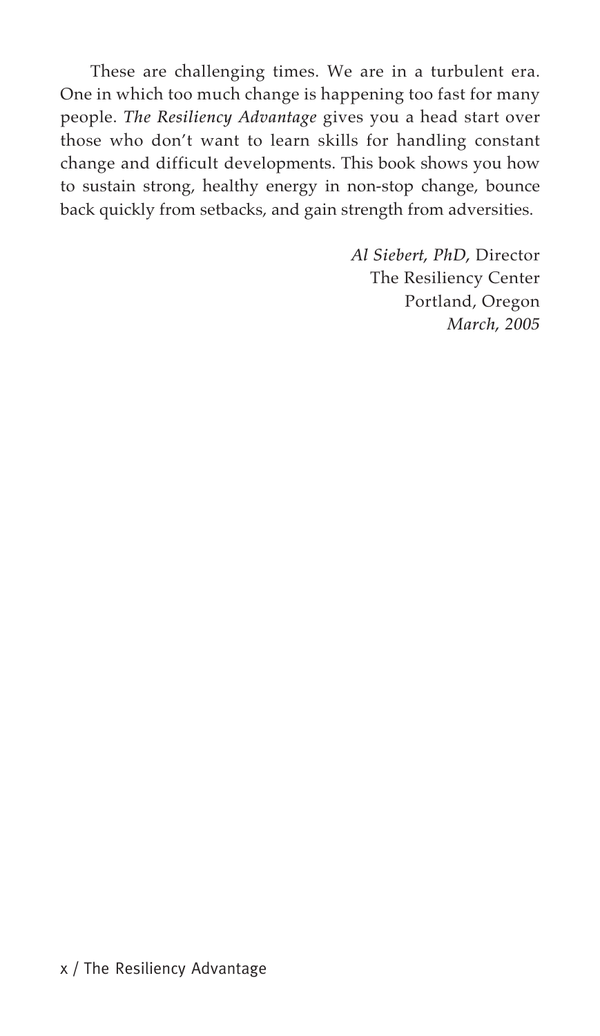These are challenging times. We are in a turbulent era. One in which too much change is happening too fast for many people. *The Resiliency Advantage* gives you a head start over those who don't want to learn skills for handling constant change and difficult developments. This book shows you how to sustain strong, healthy energy in non-stop change, bounce back quickly from setbacks, and gain strength from adversities.

*Al Siebert, PhD,* Director
The Resiliency Center
Portland, Oregon
*March, 2005*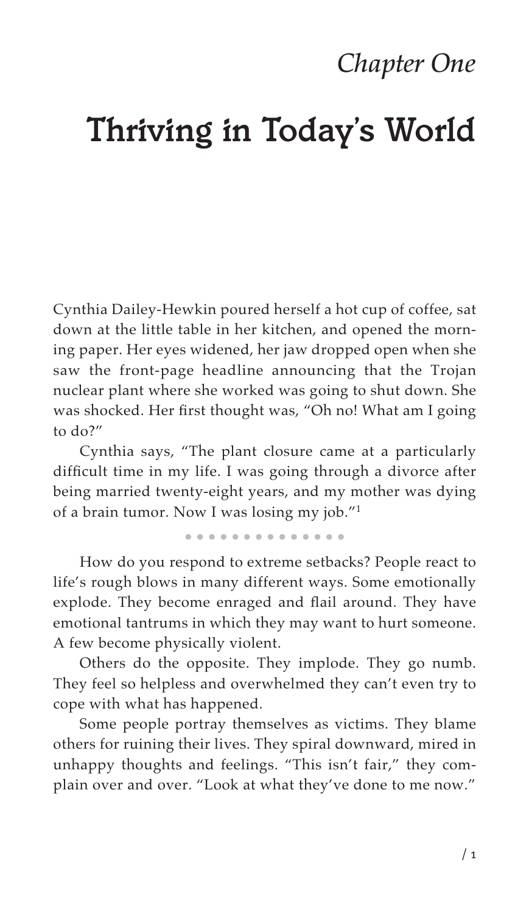*Chapter One*

# Thriving in Today's World

Cynthia Dailey-Hewkin poured herself a hot cup of coffee, sat down at the little table in her kitchen, and opened the morning paper. Her eyes widened, her jaw dropped open when she saw the front-page headline announcing that the Trojan nuclear plant where she worked was going to shut down. She was shocked. Her first thought was, "Oh no! What am I going to do?"

Cynthia says, "The plant closure came at a particularly difficult time in my life. I was going through a divorce after being married twenty-eight years, and my mother was dying of a brain tumor. Now I was losing my job."[1]

• • • • • • • • • • • • • •

How do you respond to extreme setbacks? People react to life's rough blows in many different ways. Some emotionally explode. They become enraged and flail around. They have emotional tantrums in which they may want to hurt someone. A few become physically violent.

Others do the opposite. They implode. They go numb. They feel so helpless and overwhelmed they can't even try to cope with what has happened.

Some people portray themselves as victims. They blame others for ruining their lives. They spiral downward, mired in unhappy thoughts and feelings. "This isn't fair," they complain over and over. "Look at what they've done to me now."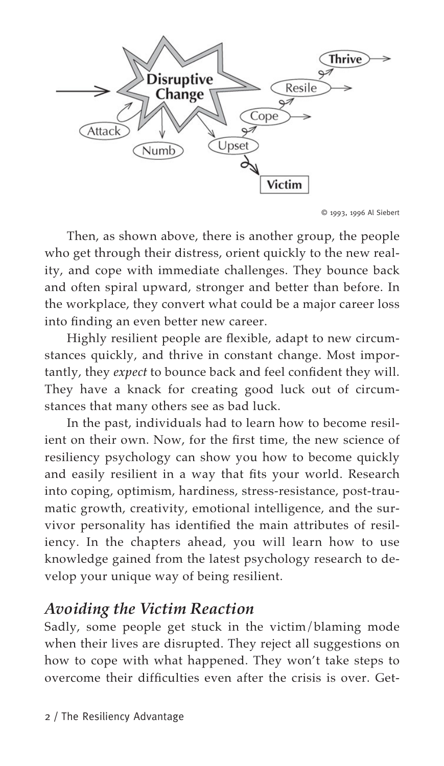© 1993, 1996 Al Siebert

Then, as shown above, there is another group, the people who get through their distress, orient quickly to the new reality, and cope with immediate challenges. They bounce back and often spiral upward, stronger and better than before. In the workplace, they convert what could be a major career loss into finding an even better new career.

Highly resilient people are flexible, adapt to new circumstances quickly, and thrive in constant change. Most importantly, they *expect* to bounce back and feel confident they will. They have a knack for creating good luck out of circumstances that many others see as bad luck.

In the past, individuals had to learn how to become resilient on their own. Now, for the first time, the new science of resiliency psychology can show you how to become quickly and easily resilient in a way that fits your world. Research into coping, optimism, hardiness, stress-resistance, post-traumatic growth, creativity, emotional intelligence, and the survivor personality has identified the main attributes of resiliency. In the chapters ahead, you will learn how to use knowledge gained from the latest psychology research to develop your unique way of being resilient.

## *Avoiding the Victim Reaction*

Sadly, some people get stuck in the victim/blaming mode when their lives are disrupted. They reject all suggestions on how to cope with what happened. They won't take steps to overcome their difficulties even after the crisis is over. Get-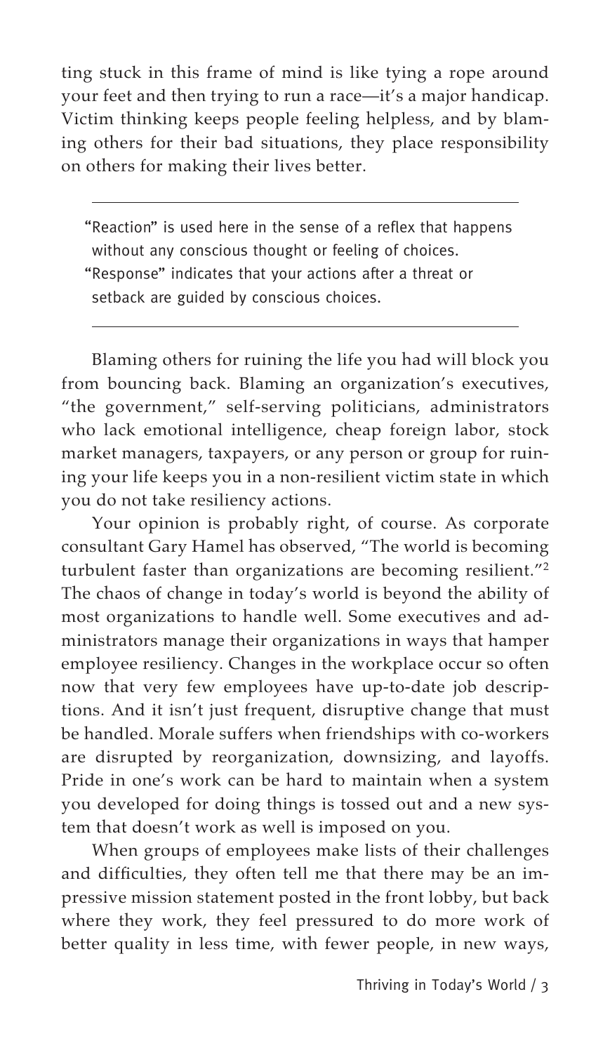ting stuck in this frame of mind is like tying a rope around your feet and then trying to run a race—it's a major handicap. Victim thinking keeps people feeling helpless, and by blaming others for their bad situations, they place responsibility on others for making their lives better.

---

"Reaction" is used here in the sense of a reflex that happens without any conscious thought or feeling of choices. "Response" indicates that your actions after a threat or setback are guided by conscious choices.

---

Blaming others for ruining the life you had will block you from bouncing back. Blaming an organization's executives, "the government," self-serving politicians, administrators who lack emotional intelligence, cheap foreign labor, stock market managers, taxpayers, or any person or group for ruining your life keeps you in a non-resilient victim state in which you do not take resiliency actions.

Your opinion is probably right, of course. As corporate consultant Gary Hamel has observed, "The world is becoming turbulent faster than organizations are becoming resilient."[2] The chaos of change in today's world is beyond the ability of most organizations to handle well. Some executives and administrators manage their organizations in ways that hamper employee resiliency. Changes in the workplace occur so often now that very few employees have up-to-date job descriptions. And it isn't just frequent, disruptive change that must be handled. Morale suffers when friendships with co-workers are disrupted by reorganization, downsizing, and layoffs. Pride in one's work can be hard to maintain when a system you developed for doing things is tossed out and a new system that doesn't work as well is imposed on you.

When groups of employees make lists of their challenges and difficulties, they often tell me that there may be an impressive mission statement posted in the front lobby, but back where they work, they feel pressured to do more work of better quality in less time, with fewer people, in new ways,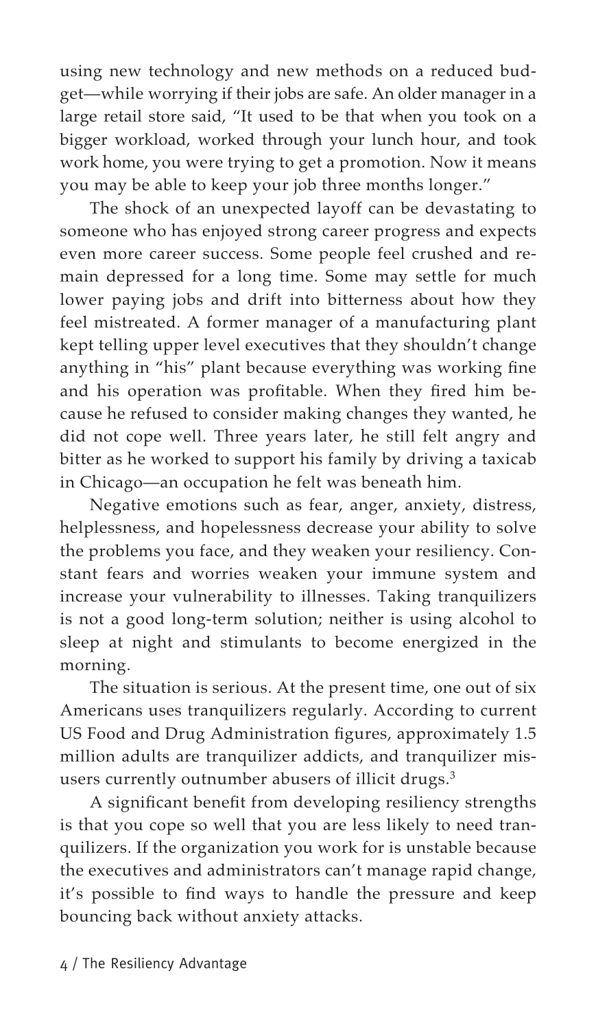using new technology and new methods on a reduced budget—while worrying if their jobs are safe. An older manager in a large retail store said, "It used to be that when you took on a bigger workload, worked through your lunch hour, and took work home, you were trying to get a promotion. Now it means you may be able to keep your job three months longer."

The shock of an unexpected layoff can be devastating to someone who has enjoyed strong career progress and expects even more career success. Some people feel crushed and remain depressed for a long time. Some may settle for much lower paying jobs and drift into bitterness about how they feel mistreated. A former manager of a manufacturing plant kept telling upper level executives that they shouldn't change anything in "his" plant because everything was working fine and his operation was profitable. When they fired him because he refused to consider making changes they wanted, he did not cope well. Three years later, he still felt angry and bitter as he worked to support his family by driving a taxicab in Chicago—an occupation he felt was beneath him.

Negative emotions such as fear, anger, anxiety, distress, helplessness, and hopelessness decrease your ability to solve the problems you face, and they weaken your resiliency. Constant fears and worries weaken your immune system and increase your vulnerability to illnesses. Taking tranquilizers is not a good long-term solution; neither is using alcohol to sleep at night and stimulants to become energized in the morning.

The situation is serious. At the present time, one out of six Americans uses tranquilizers regularly. According to current US Food and Drug Administration figures, approximately 1.5 million adults are tranquilizer addicts, and tranquilizer misusers currently outnumber abusers of illicit drugs.[3]

A significant benefit from developing resiliency strengths is that you cope so well that you are less likely to need tranquilizers. If the organization you work for is unstable because the executives and administrators can't manage rapid change, it's possible to find ways to handle the pressure and keep bouncing back without anxiety attacks.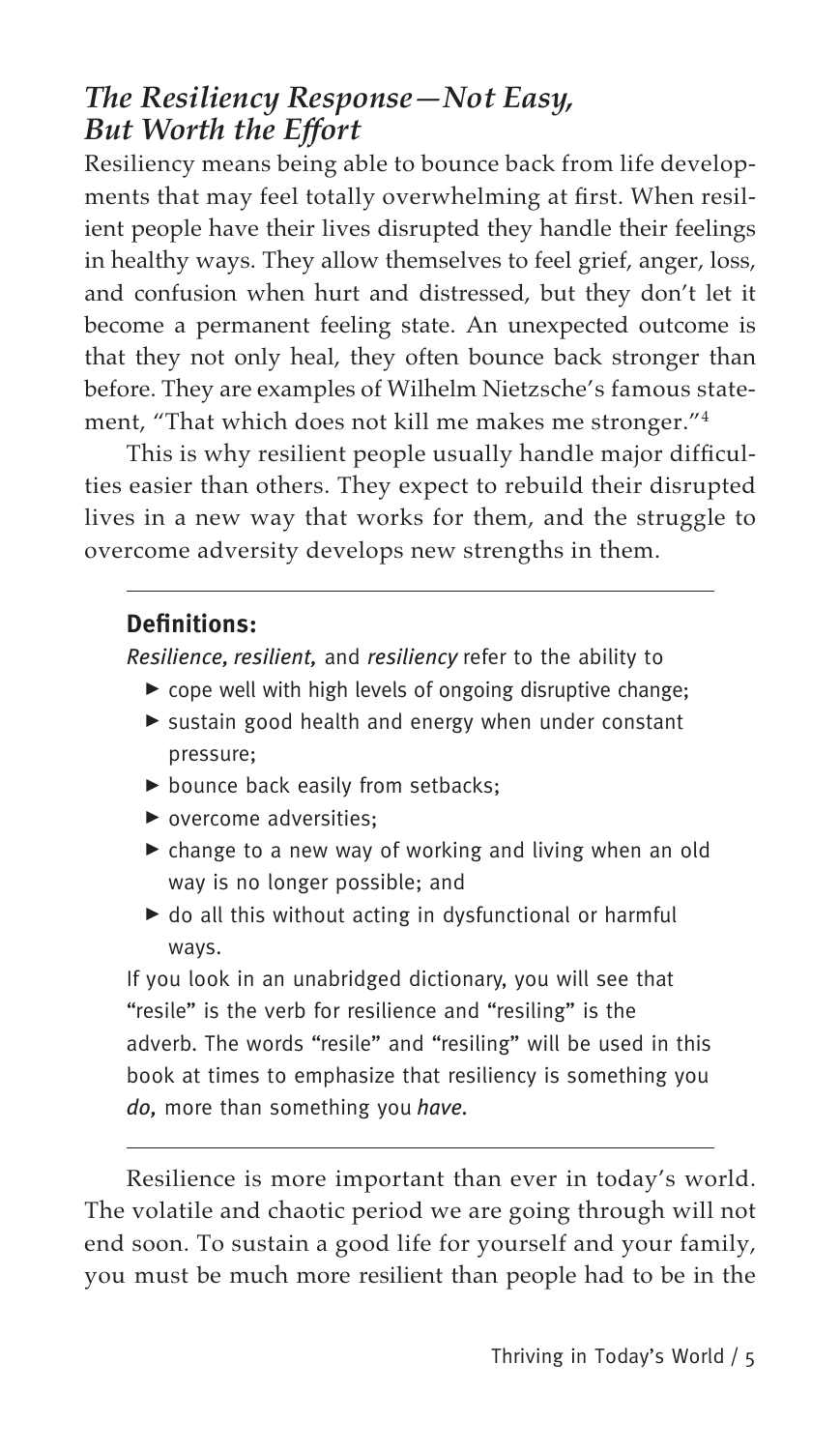## *The Resiliency Response—Not Easy, But Worth the Effort*

Resiliency means being able to bounce back from life developments that may feel totally overwhelming at first. When resilient people have their lives disrupted they handle their feelings in healthy ways. They allow themselves to feel grief, anger, loss, and confusion when hurt and distressed, but they don't let it become a permanent feeling state. An unexpected outcome is that they not only heal, they often bounce back stronger than before. They are examples of Wilhelm Nietzsche's famous statement, "That which does not kill me makes me stronger."[4]

This is why resilient people usually handle major difficulties easier than others. They expect to rebuild their disrupted lives in a new way that works for them, and the struggle to overcome adversity develops new strengths in them.

---

**Definitions:**

*Resilience, resilient,* and *resiliency* refer to the ability to

- cope well with high levels of ongoing disruptive change;
- sustain good health and energy when under constant pressure;
- bounce back easily from setbacks;
- overcome adversities;
- change to a new way of working and living when an old way is no longer possible; and
- do all this without acting in dysfunctional or harmful ways.

If you look in an unabridged dictionary, you will see that "resile" is the verb for resilience and "resiling" is the adverb. The words "resile" and "resiling" will be used in this book at times to emphasize that resiliency is something you *do,* more than something you *have.*

---

Resilience is more important than ever in today's world. The volatile and chaotic period we are going through will not end soon. To sustain a good life for yourself and your family, you must be much more resilient than people had to be in the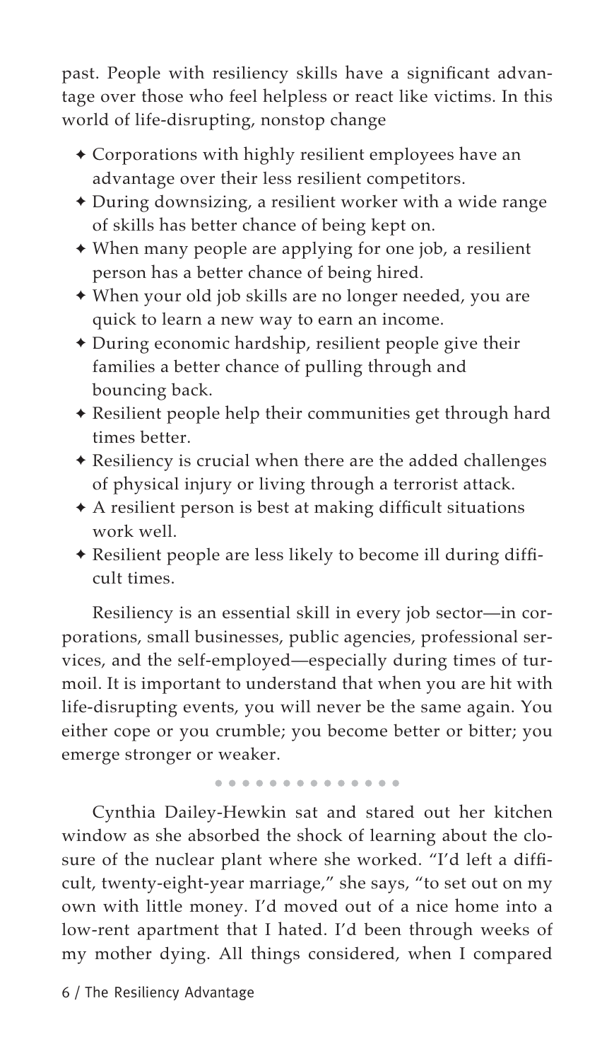past. People with resiliency skills have a significant advantage over those who feel helpless or react like victims. In this world of life-disrupting, nonstop change

- Corporations with highly resilient employees have an advantage over their less resilient competitors.
- During downsizing, a resilient worker with a wide range of skills has better chance of being kept on.
- When many people are applying for one job, a resilient person has a better chance of being hired.
- When your old job skills are no longer needed, you are quick to learn a new way to earn an income.
- During economic hardship, resilient people give their families a better chance of pulling through and bouncing back.
- Resilient people help their communities get through hard times better.
- Resiliency is crucial when there are the added challenges of physical injury or living through a terrorist attack.
- A resilient person is best at making difficult situations work well.
- Resilient people are less likely to become ill during difficult times.

Resiliency is an essential skill in every job sector—in corporations, small businesses, public agencies, professional services, and the self-employed—especially during times of turmoil. It is important to understand that when you are hit with life-disrupting events, you will never be the same again. You either cope or you crumble; you become better or bitter; you emerge stronger or weaker.

Cynthia Dailey-Hewkin sat and stared out her kitchen window as she absorbed the shock of learning about the closure of the nuclear plant where she worked. "I'd left a difficult, twenty-eight-year marriage," she says, "to set out on my own with little money. I'd moved out of a nice home into a low-rent apartment that I hated. I'd been through weeks of my mother dying. All things considered, when I compared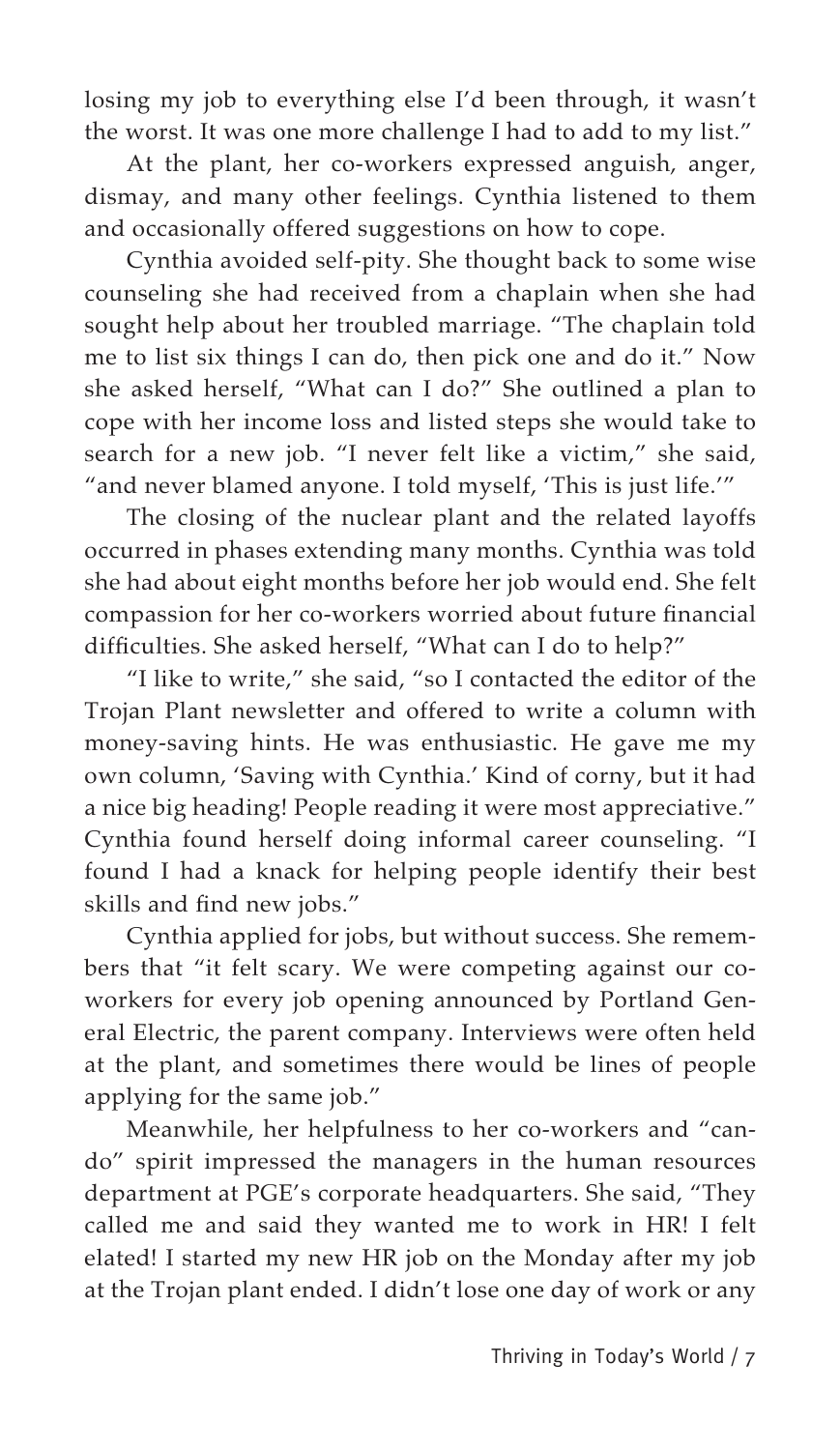losing my job to everything else I'd been through, it wasn't the worst. It was one more challenge I had to add to my list."

At the plant, her co-workers expressed anguish, anger, dismay, and many other feelings. Cynthia listened to them and occasionally offered suggestions on how to cope.

Cynthia avoided self-pity. She thought back to some wise counseling she had received from a chaplain when she had sought help about her troubled marriage. "The chaplain told me to list six things I can do, then pick one and do it." Now she asked herself, "What can I do?" She outlined a plan to cope with her income loss and listed steps she would take to search for a new job. "I never felt like a victim," she said, "and never blamed anyone. I told myself, 'This is just life.'"

The closing of the nuclear plant and the related layoffs occurred in phases extending many months. Cynthia was told she had about eight months before her job would end. She felt compassion for her co-workers worried about future financial difficulties. She asked herself, "What can I do to help?"

"I like to write," she said, "so I contacted the editor of the Trojan Plant newsletter and offered to write a column with money-saving hints. He was enthusiastic. He gave me my own column, 'Saving with Cynthia.' Kind of corny, but it had a nice big heading! People reading it were most appreciative." Cynthia found herself doing informal career counseling. "I found I had a knack for helping people identify their best skills and find new jobs."

Cynthia applied for jobs, but without success. She remembers that "it felt scary. We were competing against our co-workers for every job opening announced by Portland General Electric, the parent company. Interviews were often held at the plant, and sometimes there would be lines of people applying for the same job."

Meanwhile, her helpfulness to her co-workers and "can-do" spirit impressed the managers in the human resources department at PGE's corporate headquarters. She said, "They called me and said they wanted me to work in HR! I felt elated! I started my new HR job on the Monday after my job at the Trojan plant ended. I didn't lose one day of work or any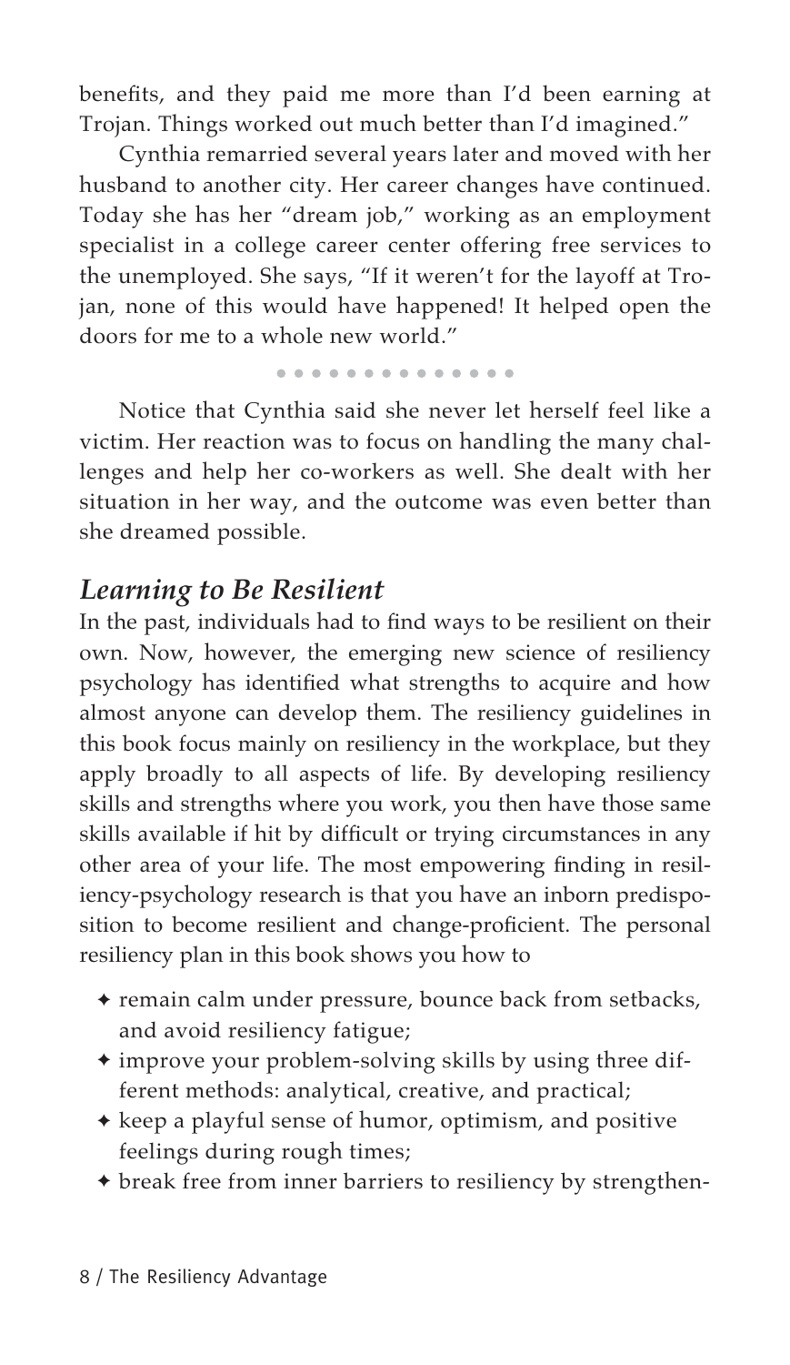benefits, and they paid me more than I'd been earning at Trojan. Things worked out much better than I'd imagined."

Cynthia remarried several years later and moved with her husband to another city. Her career changes have continued. Today she has her "dream job," working as an employment specialist in a college career center offering free services to the unemployed. She says, "If it weren't for the layoff at Trojan, none of this would have happened! It helped open the doors for me to a whole new world."

Notice that Cynthia said she never let herself feel like a victim. Her reaction was to focus on handling the many challenges and help her co-workers as well. She dealt with her situation in her way, and the outcome was even better than she dreamed possible.

## *Learning to Be Resilient*

In the past, individuals had to find ways to be resilient on their own. Now, however, the emerging new science of resiliency psychology has identified what strengths to acquire and how almost anyone can develop them. The resiliency guidelines in this book focus mainly on resiliency in the workplace, but they apply broadly to all aspects of life. By developing resiliency skills and strengths where you work, you then have those same skills available if hit by difficult or trying circumstances in any other area of your life. The most empowering finding in resiliency-psychology research is that you have an inborn predisposition to become resilient and change-proficient. The personal resiliency plan in this book shows you how to

- remain calm under pressure, bounce back from setbacks, and avoid resiliency fatigue;
- improve your problem-solving skills by using three different methods: analytical, creative, and practical;
- keep a playful sense of humor, optimism, and positive feelings during rough times;
- break free from inner barriers to resiliency by strengthen-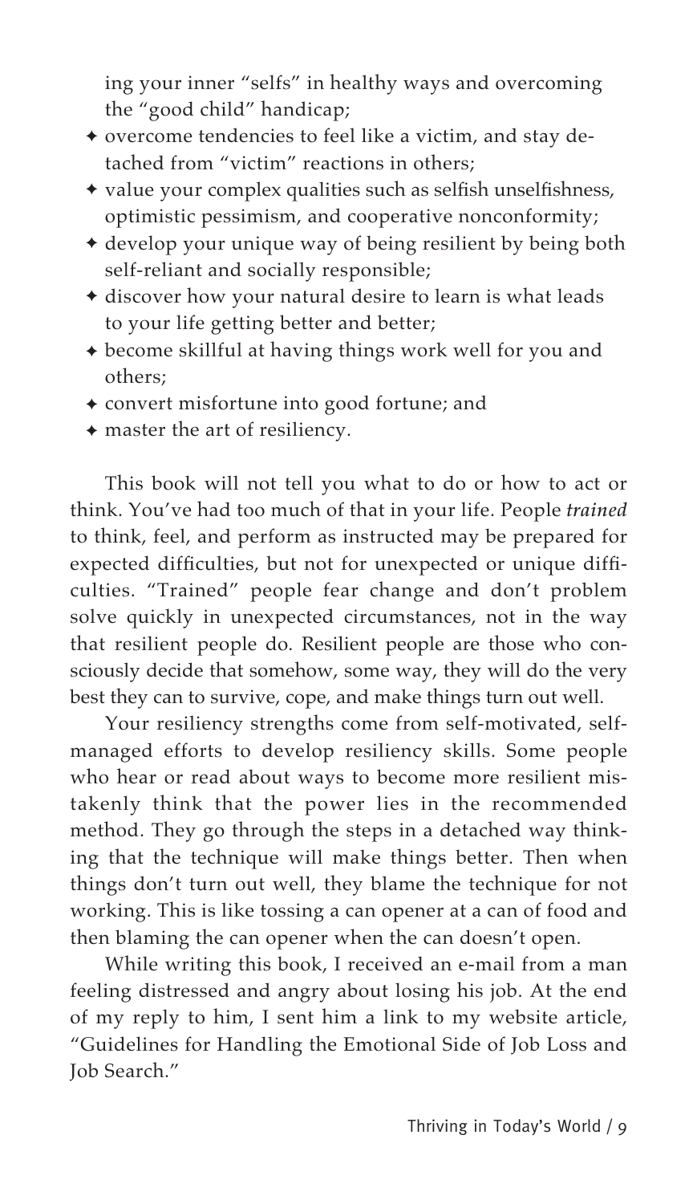ing your inner "selfs" in healthy ways and overcoming the "good child" handicap;

- overcome tendencies to feel like a victim, and stay detached from "victim" reactions in others;
- value your complex qualities such as selfish unselfishness, optimistic pessimism, and cooperative nonconformity;
- develop your unique way of being resilient by being both self-reliant and socially responsible;
- discover how your natural desire to learn is what leads to your life getting better and better;
- become skillful at having things work well for you and others;
- convert misfortune into good fortune; and
- master the art of resiliency.

This book will not tell you what to do or how to act or think. You've had too much of that in your life. People *trained* to think, feel, and perform as instructed may be prepared for expected difficulties, but not for unexpected or unique difficulties. "Trained" people fear change and don't problem solve quickly in unexpected circumstances, not in the way that resilient people do. Resilient people are those who consciously decide that somehow, some way, they will do the very best they can to survive, cope, and make things turn out well.

Your resiliency strengths come from self-motivated, self-managed efforts to develop resiliency skills. Some people who hear or read about ways to become more resilient mistakenly think that the power lies in the recommended method. They go through the steps in a detached way thinking that the technique will make things better. Then when things don't turn out well, they blame the technique for not working. This is like tossing a can opener at a can of food and then blaming the can opener when the can doesn't open.

While writing this book, I received an e-mail from a man feeling distressed and angry about losing his job. At the end of my reply to him, I sent him a link to my website article, "Guidelines for Handling the Emotional Side of Job Loss and Job Search."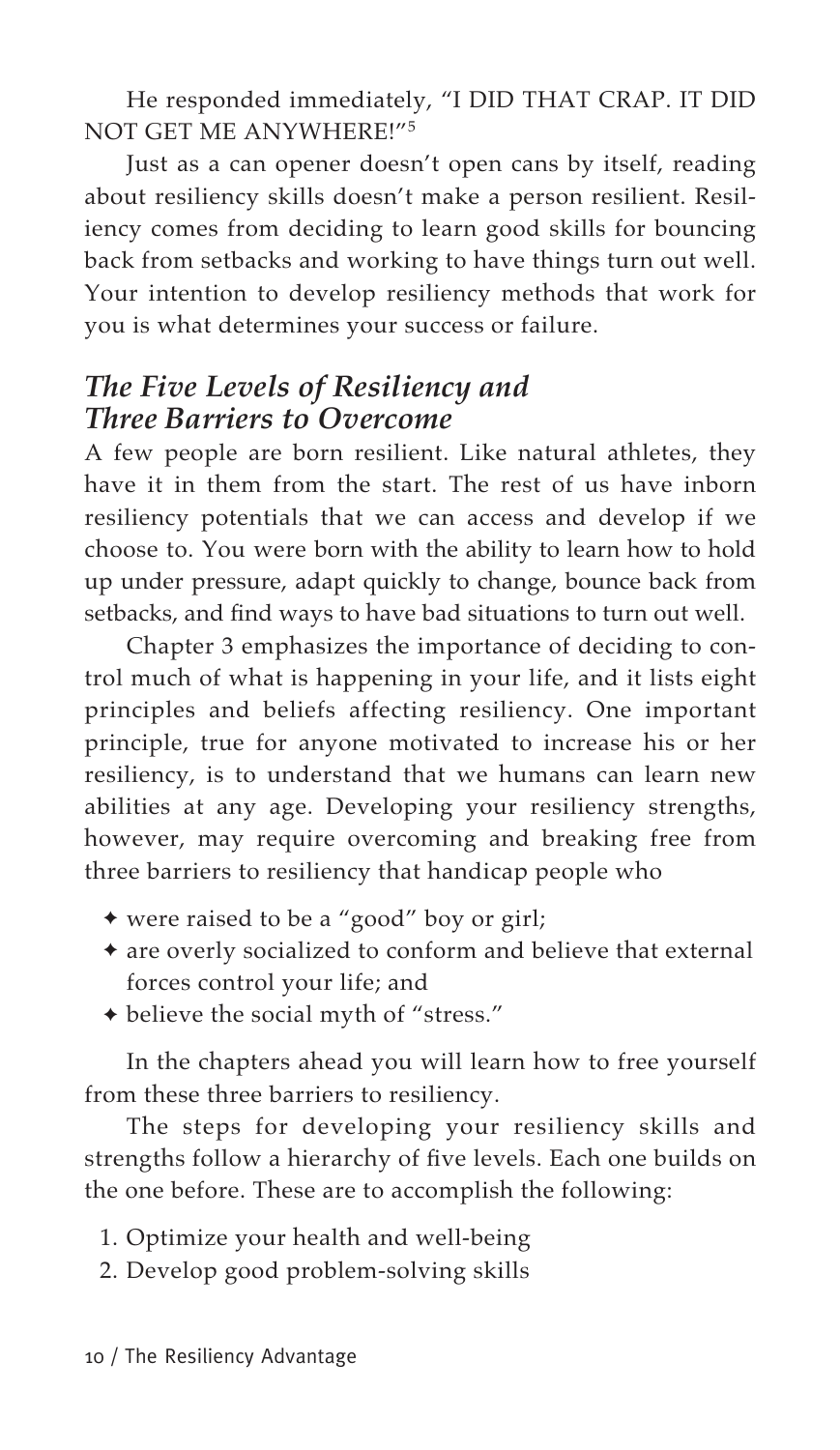He responded immediately, "I DID THAT CRAP. IT DID NOT GET ME ANYWHERE!"[5]

Just as a can opener doesn't open cans by itself, reading about resiliency skills doesn't make a person resilient. Resiliency comes from deciding to learn good skills for bouncing back from setbacks and working to have things turn out well. Your intention to develop resiliency methods that work for you is what determines your success or failure.

## *The Five Levels of Resiliency and Three Barriers to Overcome*

A few people are born resilient. Like natural athletes, they have it in them from the start. The rest of us have inborn resiliency potentials that we can access and develop if we choose to. You were born with the ability to learn how to hold up under pressure, adapt quickly to change, bounce back from setbacks, and find ways to have bad situations to turn out well.

Chapter 3 emphasizes the importance of deciding to control much of what is happening in your life, and it lists eight principles and beliefs affecting resiliency. One important principle, true for anyone motivated to increase his or her resiliency, is to understand that we humans can learn new abilities at any age. Developing your resiliency strengths, however, may require overcoming and breaking free from three barriers to resiliency that handicap people who

- were raised to be a "good" boy or girl;
- are overly socialized to conform and believe that external forces control your life; and
- believe the social myth of "stress."

In the chapters ahead you will learn how to free yourself from these three barriers to resiliency.

The steps for developing your resiliency skills and strengths follow a hierarchy of five levels. Each one builds on the one before. These are to accomplish the following:

1. Optimize your health and well-being
2. Develop good problem-solving skills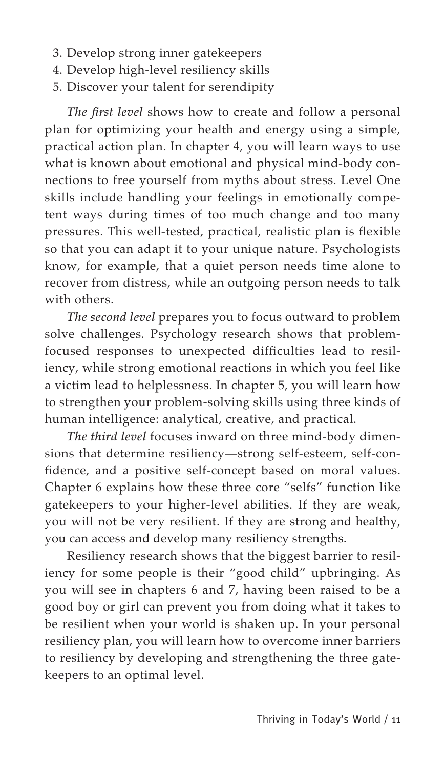3. Develop strong inner gatekeepers
4. Develop high-level resiliency skills
5. Discover your talent for serendipity

*The first level* shows how to create and follow a personal plan for optimizing your health and energy using a simple, practical action plan. In chapter 4, you will learn ways to use what is known about emotional and physical mind-body connections to free yourself from myths about stress. Level One skills include handling your feelings in emotionally competent ways during times of too much change and too many pressures. This well-tested, practical, realistic plan is flexible so that you can adapt it to your unique nature. Psychologists know, for example, that a quiet person needs time alone to recover from distress, while an outgoing person needs to talk with others.

*The second level* prepares you to focus outward to problem solve challenges. Psychology research shows that problem-focused responses to unexpected difficulties lead to resiliency, while strong emotional reactions in which you feel like a victim lead to helplessness. In chapter 5, you will learn how to strengthen your problem-solving skills using three kinds of human intelligence: analytical, creative, and practical.

*The third level* focuses inward on three mind-body dimensions that determine resiliency—strong self-esteem, self-confidence, and a positive self-concept based on moral values. Chapter 6 explains how these three core "selfs" function like gatekeepers to your higher-level abilities. If they are weak, you will not be very resilient. If they are strong and healthy, you can access and develop many resiliency strengths.

Resiliency research shows that the biggest barrier to resiliency for some people is their "good child" upbringing. As you will see in chapters 6 and 7, having been raised to be a good boy or girl can prevent you from doing what it takes to be resilient when your world is shaken up. In your personal resiliency plan, you will learn how to overcome inner barriers to resiliency by developing and strengthening the three gatekeepers to an optimal level.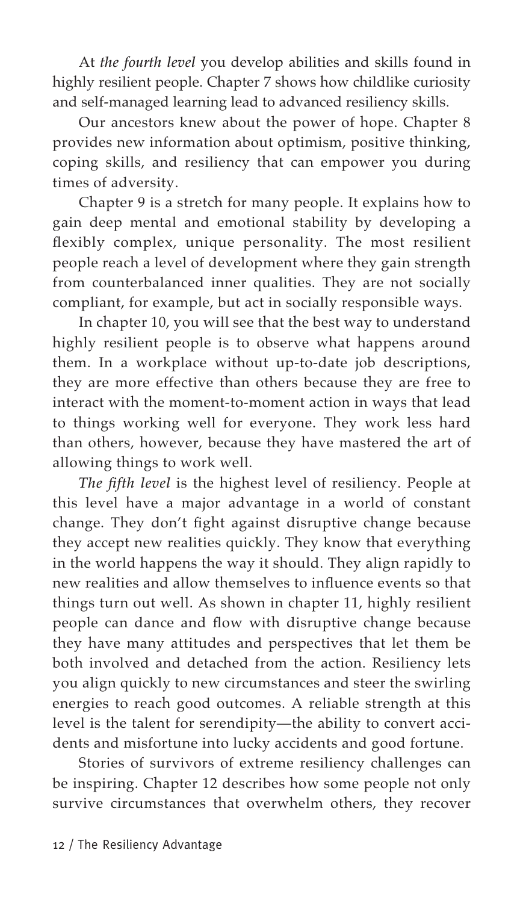At *the fourth level* you develop abilities and skills found in highly resilient people. Chapter 7 shows how childlike curiosity and self-managed learning lead to advanced resiliency skills.

Our ancestors knew about the power of hope. Chapter 8 provides new information about optimism, positive thinking, coping skills, and resiliency that can empower you during times of adversity.

Chapter 9 is a stretch for many people. It explains how to gain deep mental and emotional stability by developing a flexibly complex, unique personality. The most resilient people reach a level of development where they gain strength from counterbalanced inner qualities. They are not socially compliant, for example, but act in socially responsible ways.

In chapter 10, you will see that the best way to understand highly resilient people is to observe what happens around them. In a workplace without up-to-date job descriptions, they are more effective than others because they are free to interact with the moment-to-moment action in ways that lead to things working well for everyone. They work less hard than others, however, because they have mastered the art of allowing things to work well.

*The fifth level* is the highest level of resiliency. People at this level have a major advantage in a world of constant change. They don't fight against disruptive change because they accept new realities quickly. They know that everything in the world happens the way it should. They align rapidly to new realities and allow themselves to influence events so that things turn out well. As shown in chapter 11, highly resilient people can dance and flow with disruptive change because they have many attitudes and perspectives that let them be both involved and detached from the action. Resiliency lets you align quickly to new circumstances and steer the swirling energies to reach good outcomes. A reliable strength at this level is the talent for serendipity—the ability to convert accidents and misfortune into lucky accidents and good fortune.

Stories of survivors of extreme resiliency challenges can be inspiring. Chapter 12 describes how some people not only survive circumstances that overwhelm others, they recover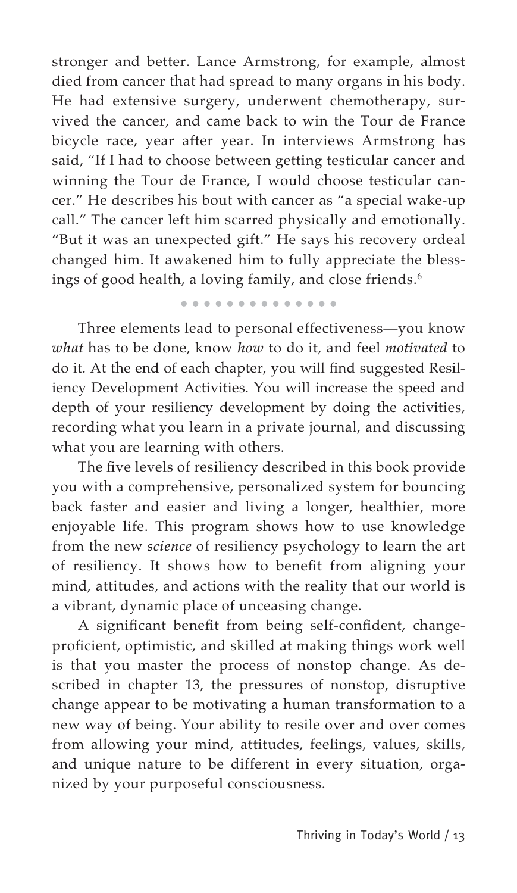stronger and better. Lance Armstrong, for example, almost died from cancer that had spread to many organs in his body. He had extensive surgery, underwent chemotherapy, survived the cancer, and came back to win the Tour de France bicycle race, year after year. In interviews Armstrong has said, "If I had to choose between getting testicular cancer and winning the Tour de France, I would choose testicular cancer." He describes his bout with cancer as "a special wake-up call." The cancer left him scarred physically and emotionally. "But it was an unexpected gift." He says his recovery ordeal changed him. It awakened him to fully appreciate the blessings of good health, a loving family, and close friends.[6]

• • • • • • • • • • • • • •

Three elements lead to personal effectiveness—you know *what* has to be done, know *how* to do it, and feel *motivated* to do it. At the end of each chapter, you will find suggested Resiliency Development Activities. You will increase the speed and depth of your resiliency development by doing the activities, recording what you learn in a private journal, and discussing what you are learning with others.

The five levels of resiliency described in this book provide you with a comprehensive, personalized system for bouncing back faster and easier and living a longer, healthier, more enjoyable life. This program shows how to use knowledge from the new *science* of resiliency psychology to learn the art of resiliency. It shows how to benefit from aligning your mind, attitudes, and actions with the reality that our world is a vibrant, dynamic place of unceasing change.

A significant benefit from being self-confident, change-proficient, optimistic, and skilled at making things work well is that you master the process of nonstop change. As described in chapter 13, the pressures of nonstop, disruptive change appear to be motivating a human transformation to a new way of being. Your ability to resile over and over comes from allowing your mind, attitudes, feelings, values, skills, and unique nature to be different in every situation, organized by your purposeful consciousness.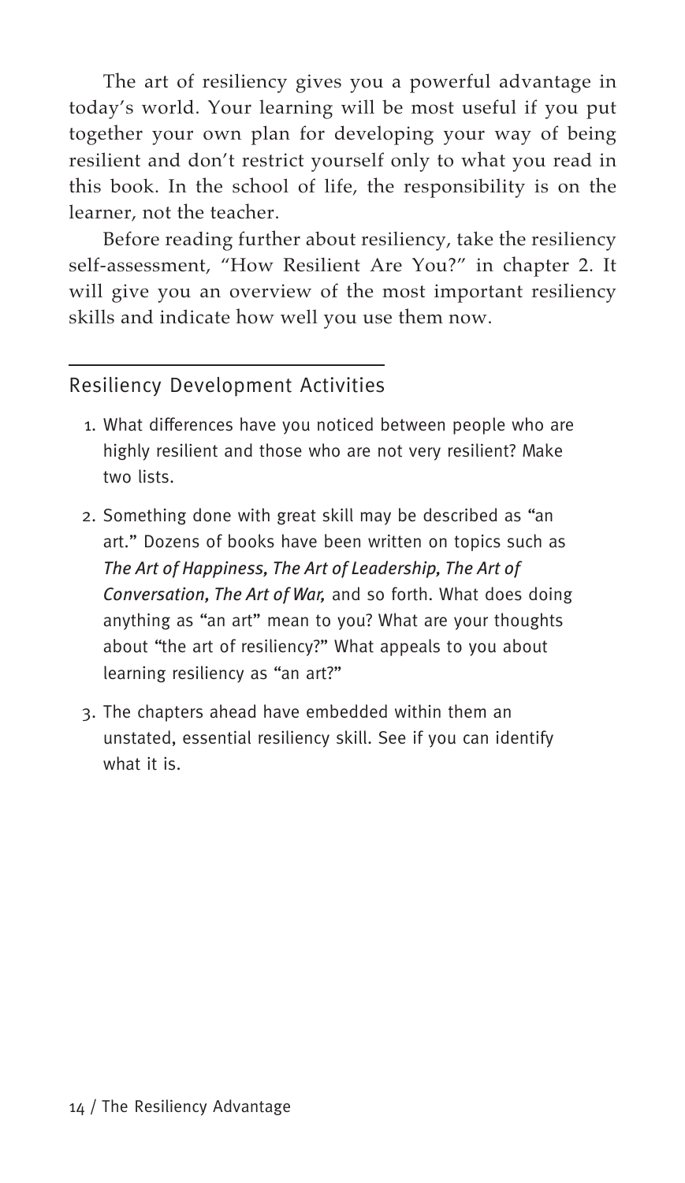The art of resiliency gives you a powerful advantage in today's world. Your learning will be most useful if you put together your own plan for developing your way of being resilient and don't restrict yourself only to what you read in this book. In the school of life, the responsibility is on the learner, not the teacher.

Before reading further about resiliency, take the resiliency self-assessment, "How Resilient Are You?" in chapter 2. It will give you an overview of the most important resiliency skills and indicate how well you use them now.

## Resiliency Development Activities

1. What differences have you noticed between people who are highly resilient and those who are not very resilient? Make two lists.
2. Something done with great skill may be described as "an art." Dozens of books have been written on topics such as *The Art of Happiness, The Art of Leadership, The Art of Conversation, The Art of War,* and so forth. What does doing anything as "an art" mean to you? What are your thoughts about "the art of resiliency?" What appeals to you about learning resiliency as "an art?"
3. The chapters ahead have embedded within them an unstated, essential resiliency skill. See if you can identify what it is.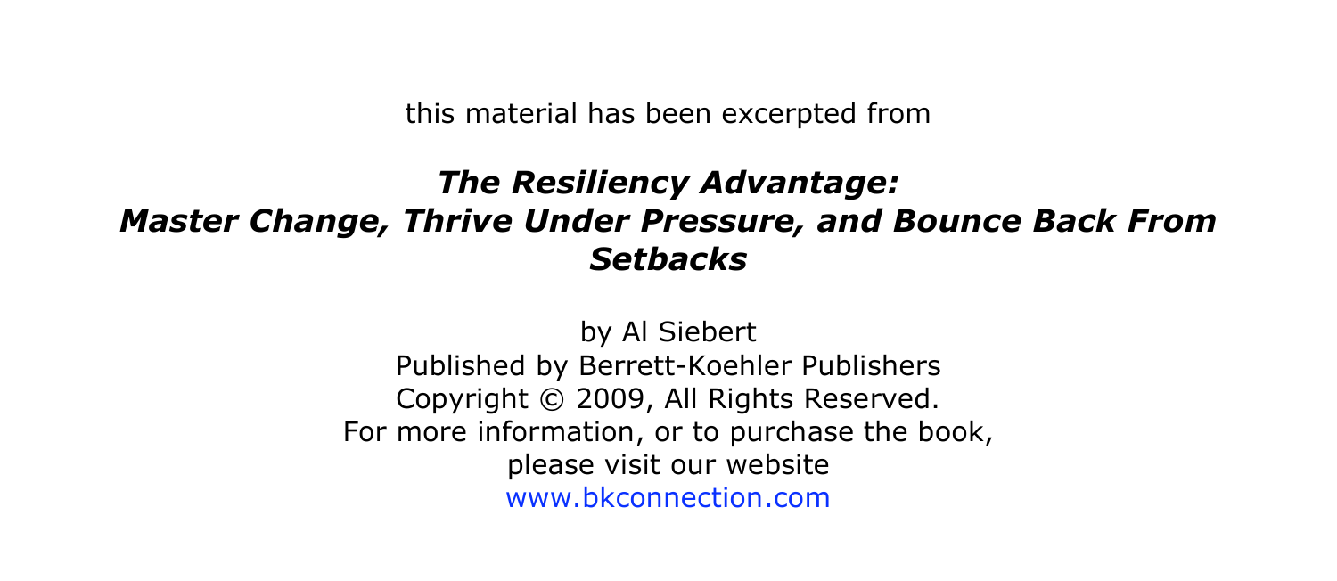this material has been excerpted from

***The Resiliency Advantage: Master Change, Thrive Under Pressure, and Bounce Back From Setbacks***

by Al Siebert
Published by Berrett-Koehler Publishers
Copyright © 2009, All Rights Reserved.
For more information, or to purchase the book, please visit our website
[www.bkconnection.com](http://www.bkconnection.com)